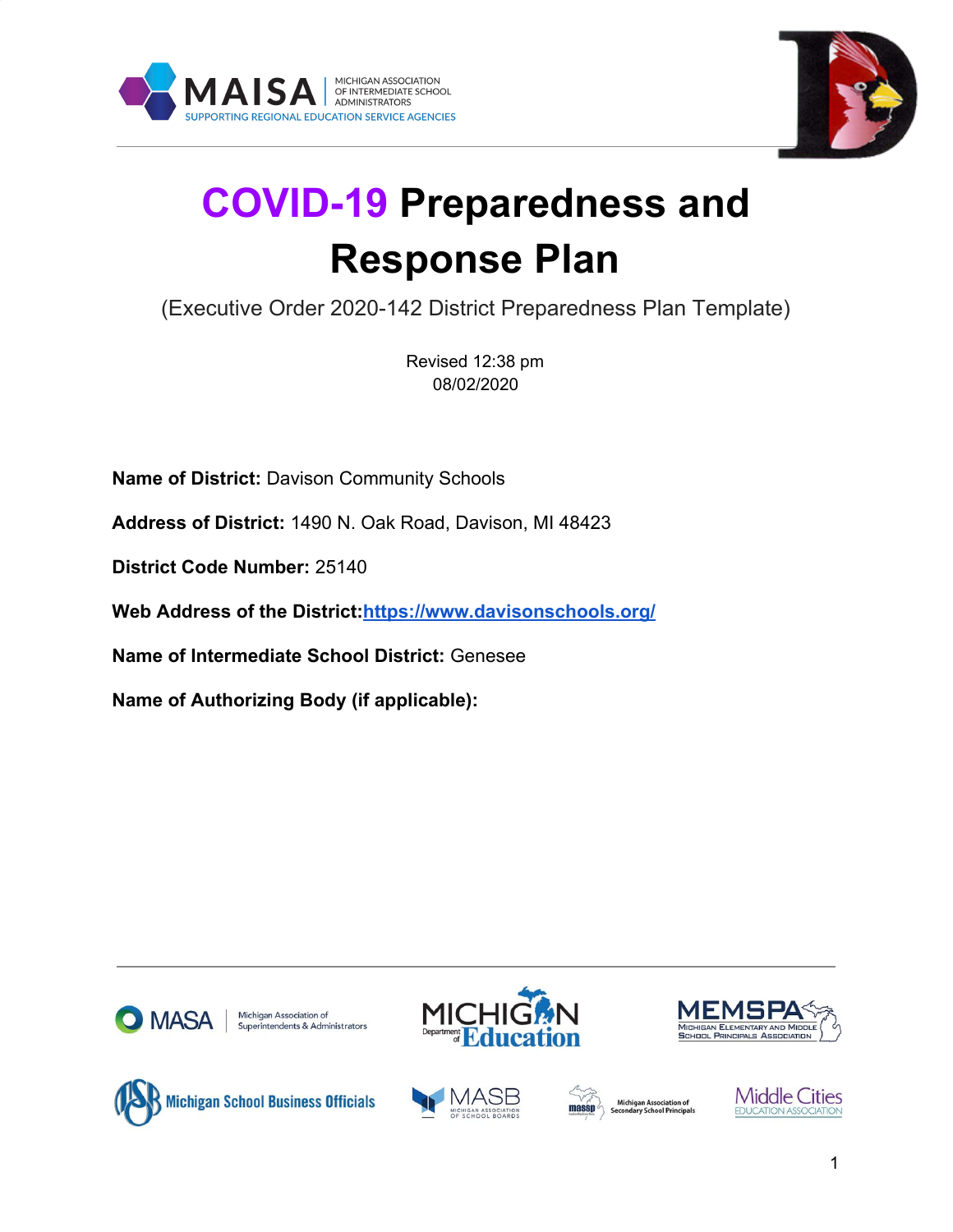# COVID-19 Preparedness and Response Plan

(Executive Order 2020-142 District Preparedness Plan Template)

Revised 12:38 pm
08/02/2020

**Name of District:** Davison Community Schools

**Address of District:** 1490 N. Oak Road, Davison, MI 48423

**District Code Number:** 25140

**Web Address of the District:**[https://www.davisonschools.org/](https://www.davisonschools.org/)

**Name of Intermediate School District:** Genesee

**Name of Authorizing Body (if applicable):**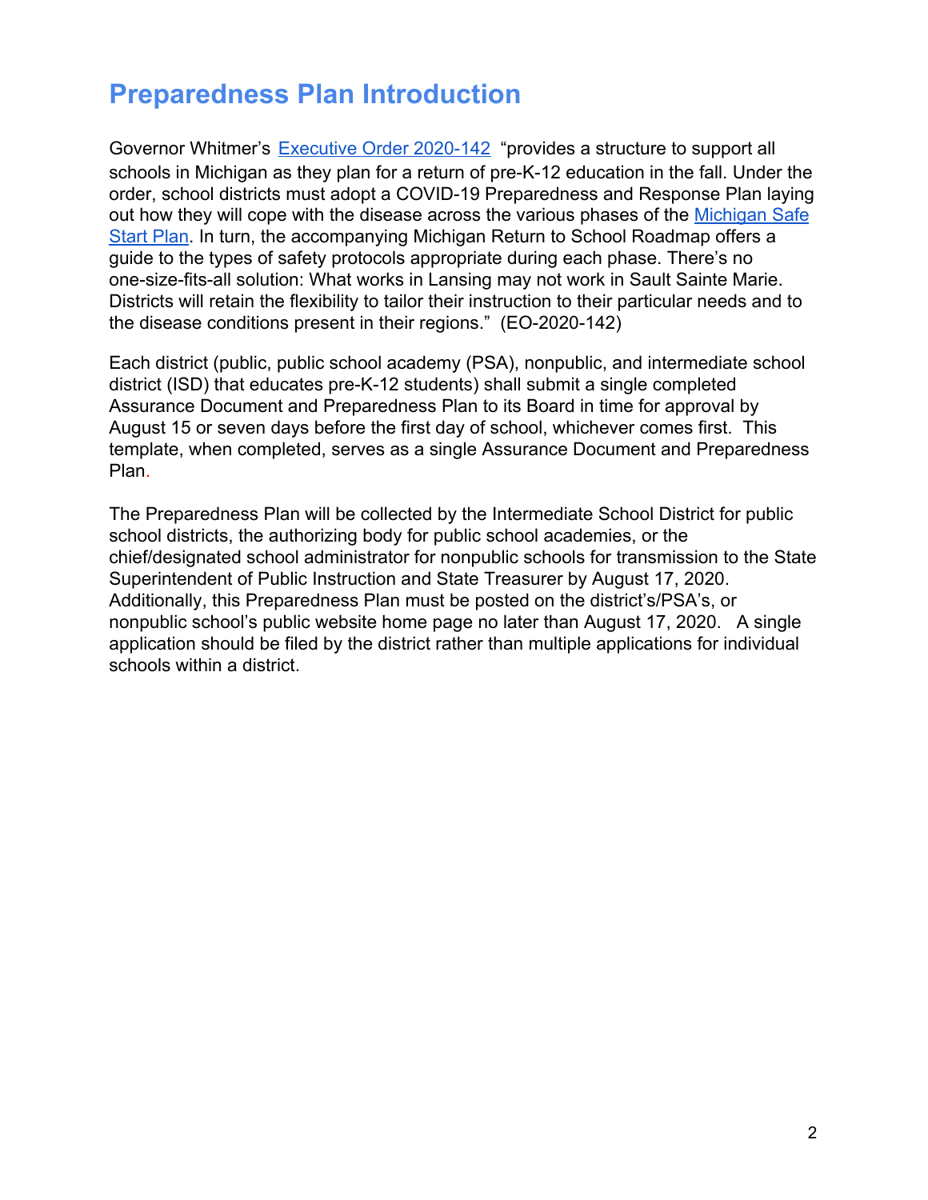# Preparedness Plan Introduction

Governor Whitmer's Executive Order 2020-142 "provides a structure to support all schools in Michigan as they plan for a return of pre-K-12 education in the fall. Under the order, school districts must adopt a COVID-19 Preparedness and Response Plan laying out how they will cope with the disease across the various phases of the Michigan Safe Start Plan. In turn, the accompanying Michigan Return to School Roadmap offers a guide to the types of safety protocols appropriate during each phase. There's no one-size-fits-all solution: What works in Lansing may not work in Sault Sainte Marie. Districts will retain the flexibility to tailor their instruction to their particular needs and to the disease conditions present in their regions." (EO-2020-142)

Each district (public, public school academy (PSA), nonpublic, and intermediate school district (ISD) that educates pre-K-12 students) shall submit a single completed Assurance Document and Preparedness Plan to its Board in time for approval by August 15 or seven days before the first day of school, whichever comes first. This template, when completed, serves as a single Assurance Document and Preparedness Plan.

The Preparedness Plan will be collected by the Intermediate School District for public school districts, the authorizing body for public school academies, or the chief/designated school administrator for nonpublic schools for transmission to the State Superintendent of Public Instruction and State Treasurer by August 17, 2020. Additionally, this Preparedness Plan must be posted on the district's/PSA's, or nonpublic school's public website home page no later than August 17, 2020. A single application should be filed by the district rather than multiple applications for individual schools within a district.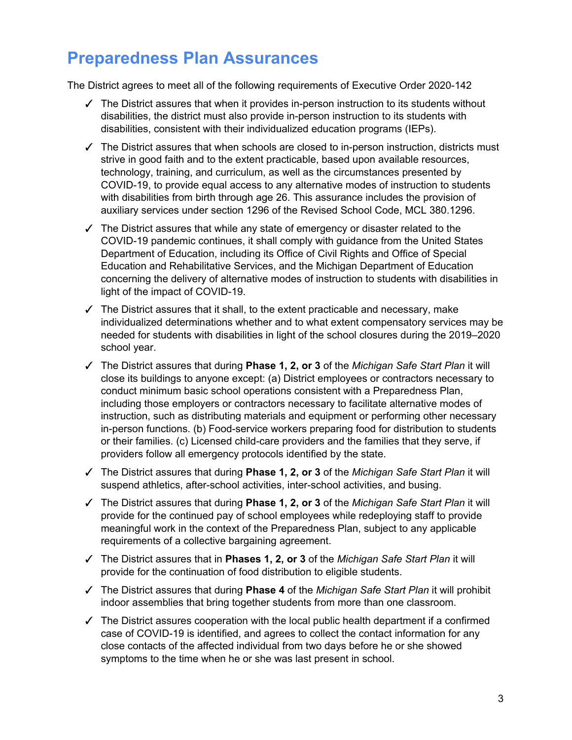# Preparedness Plan Assurances

The District agrees to meet all of the following requirements of Executive Order 2020-142

- ✓ The District assures that when it provides in-person instruction to its students without disabilities, the district must also provide in-person instruction to its students with disabilities, consistent with their individualized education programs (IEPs).
- ✓ The District assures that when schools are closed to in-person instruction, districts must strive in good faith and to the extent practicable, based upon available resources, technology, training, and curriculum, as well as the circumstances presented by COVID-19, to provide equal access to any alternative modes of instruction to students with disabilities from birth through age 26. This assurance includes the provision of auxiliary services under section 1296 of the Revised School Code, MCL 380.1296.
- ✓ The District assures that while any state of emergency or disaster related to the COVID-19 pandemic continues, it shall comply with guidance from the United States Department of Education, including its Office of Civil Rights and Office of Special Education and Rehabilitative Services, and the Michigan Department of Education concerning the delivery of alternative modes of instruction to students with disabilities in light of the impact of COVID-19.
- ✓ The District assures that it shall, to the extent practicable and necessary, make individualized determinations whether and to what extent compensatory services may be needed for students with disabilities in light of the school closures during the 2019–2020 school year.
- ✓ The District assures that during **Phase 1, 2, or 3** of the *Michigan Safe Start Plan* it will close its buildings to anyone except: (a) District employees or contractors necessary to conduct minimum basic school operations consistent with a Preparedness Plan, including those employers or contractors necessary to facilitate alternative modes of instruction, such as distributing materials and equipment or performing other necessary in-person functions. (b) Food-service workers preparing food for distribution to students or their families. (c) Licensed child-care providers and the families that they serve, if providers follow all emergency protocols identified by the state.
- ✓ The District assures that during **Phase 1, 2, or 3** of the *Michigan Safe Start Plan* it will suspend athletics, after-school activities, inter-school activities, and busing.
- ✓ The District assures that during **Phase 1, 2, or 3** of the *Michigan Safe Start Plan* it will provide for the continued pay of school employees while redeploying staff to provide meaningful work in the context of the Preparedness Plan, subject to any applicable requirements of a collective bargaining agreement.
- ✓ The District assures that in **Phases 1, 2, or 3** of the *Michigan Safe Start Plan* it will provide for the continuation of food distribution to eligible students.
- ✓ The District assures that during **Phase 4** of the *Michigan Safe Start Plan* it will prohibit indoor assemblies that bring together students from more than one classroom.
- ✓ The District assures cooperation with the local public health department if a confirmed case of COVID-19 is identified, and agrees to collect the contact information for any close contacts of the affected individual from two days before he or she showed symptoms to the time when he or she was last present in school.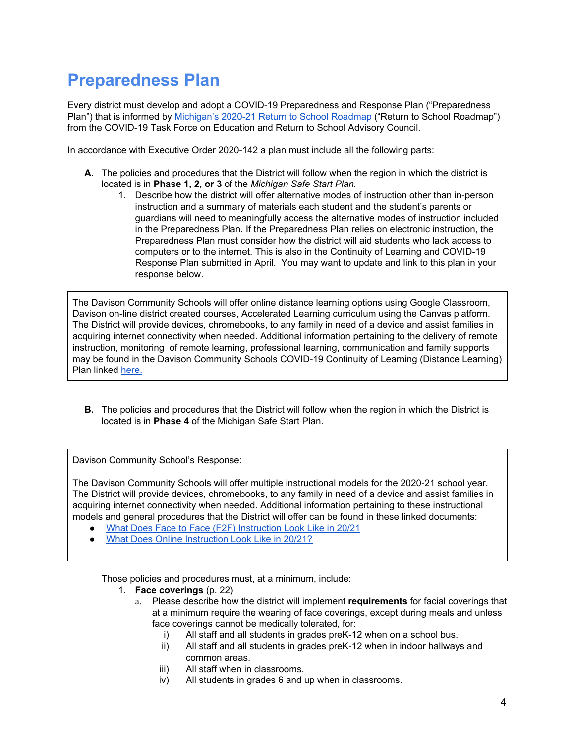# Preparedness Plan

Every district must develop and adopt a COVID-19 Preparedness and Response Plan ("Preparedness Plan") that is informed by Michigan's 2020-21 Return to School Roadmap ("Return to School Roadmap") from the COVID-19 Task Force on Education and Return to School Advisory Council.

In accordance with Executive Order 2020-142 a plan must include all the following parts:

**A.** The policies and procedures that the District will follow when the region in which the district is located is in **Phase 1, 2, or 3** of the *Michigan Safe Start Plan.*

1. Describe how the district will offer alternative modes of instruction other than in-person instruction and a summary of materials each student and the student's parents or guardians will need to meaningfully access the alternative modes of instruction included in the Preparedness Plan. If the Preparedness Plan relies on electronic instruction, the Preparedness Plan must consider how the district will aid students who lack access to computers or to the internet. This is also in the Continuity of Learning and COVID-19 Response Plan submitted in April. You may want to update and link to this plan in your response below.

> The Davison Community Schools will offer online distance learning options using Google Classroom, Davison on-line district created courses, Accelerated Learning curriculum using the Canvas platform. The District will provide devices, chromebooks, to any family in need of a device and assist families in acquiring internet connectivity when needed. Additional information pertaining to the delivery of remote instruction, monitoring of remote learning, professional learning, communication and family supports may be found in the Davison Community Schools COVID-19 Continuity of Learning (Distance Learning) Plan linked here.

**B.** The policies and procedures that the District will follow when the region in which the District is located is in **Phase 4** of the Michigan Safe Start Plan.

> Davison Community School's Response:
>
> The Davison Community Schools will offer multiple instructional models for the 2020-21 school year. The District will provide devices, chromebooks, to any family in need of a device and assist families in acquiring internet connectivity when needed. Additional information pertaining to these instructional models and general procedures that the District will offer can be found in these linked documents:
>
> - What Does Face to Face (F2F) Instruction Look Like in 20/21
> - What Does Online Instruction Look Like in 20/21?

Those policies and procedures must, at a minimum, include:

1. **Face coverings** (p. 22)
   a. Please describe how the district will implement **requirements** for facial coverings that at a minimum require the wearing of face coverings, except during meals and unless face coverings cannot be medically tolerated, for:
      i) All staff and all students in grades preK-12 when on a school bus.
      ii) All staff and all students in grades preK-12 when in indoor hallways and common areas.
      iii) All staff when in classrooms.
      iv) All students in grades 6 and up when in classrooms.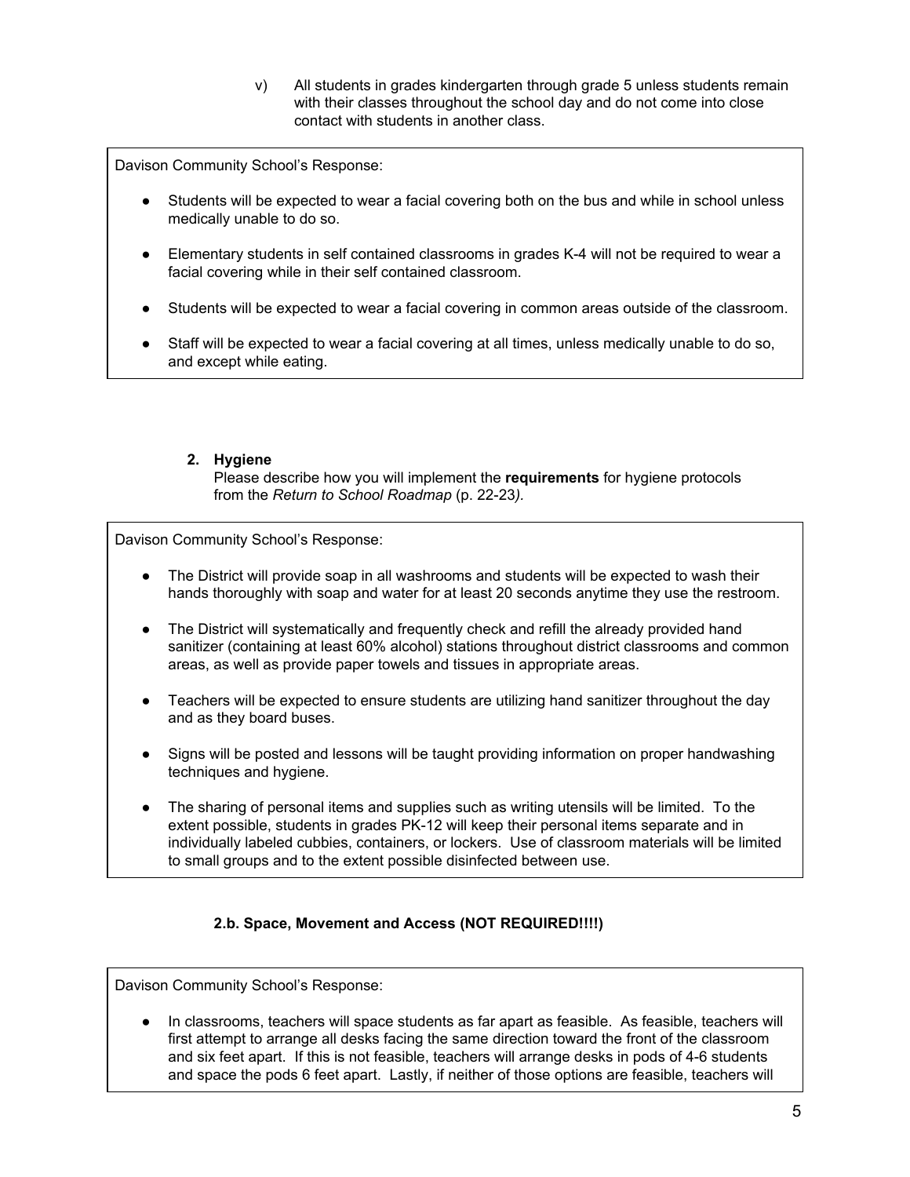v) All students in grades kindergarten through grade 5 unless students remain with their classes throughout the school day and do not come into close contact with students in another class.

Davison Community School's Response:

- Students will be expected to wear a facial covering both on the bus and while in school unless medically unable to do so.
- Elementary students in self contained classrooms in grades K-4 will not be required to wear a facial covering while in their self contained classroom.
- Students will be expected to wear a facial covering in common areas outside of the classroom.
- Staff will be expected to wear a facial covering at all times, unless medically unable to do so, and except while eating.

### 2. Hygiene

Please describe how you will implement the **requirements** for hygiene protocols from the *Return to School Roadmap* (p. 22-23*).*

Davison Community School's Response:

- The District will provide soap in all washrooms and students will be expected to wash their hands thoroughly with soap and water for at least 20 seconds anytime they use the restroom.
- The District will systematically and frequently check and refill the already provided hand sanitizer (containing at least 60% alcohol) stations throughout district classrooms and common areas, as well as provide paper towels and tissues in appropriate areas.
- Teachers will be expected to ensure students are utilizing hand sanitizer throughout the day and as they board buses.
- Signs will be posted and lessons will be taught providing information on proper handwashing techniques and hygiene.
- The sharing of personal items and supplies such as writing utensils will be limited. To the extent possible, students in grades PK-12 will keep their personal items separate and in individually labeled cubbies, containers, or lockers. Use of classroom materials will be limited to small groups and to the extent possible disinfected between use.

### 2.b. Space, Movement and Access (NOT REQUIRED!!!!)

Davison Community School's Response:

- In classrooms, teachers will space students as far apart as feasible. As feasible, teachers will first attempt to arrange all desks facing the same direction toward the front of the classroom and six feet apart. If this is not feasible, teachers will arrange desks in pods of 4-6 students and space the pods 6 feet apart. Lastly, if neither of those options are feasible, teachers will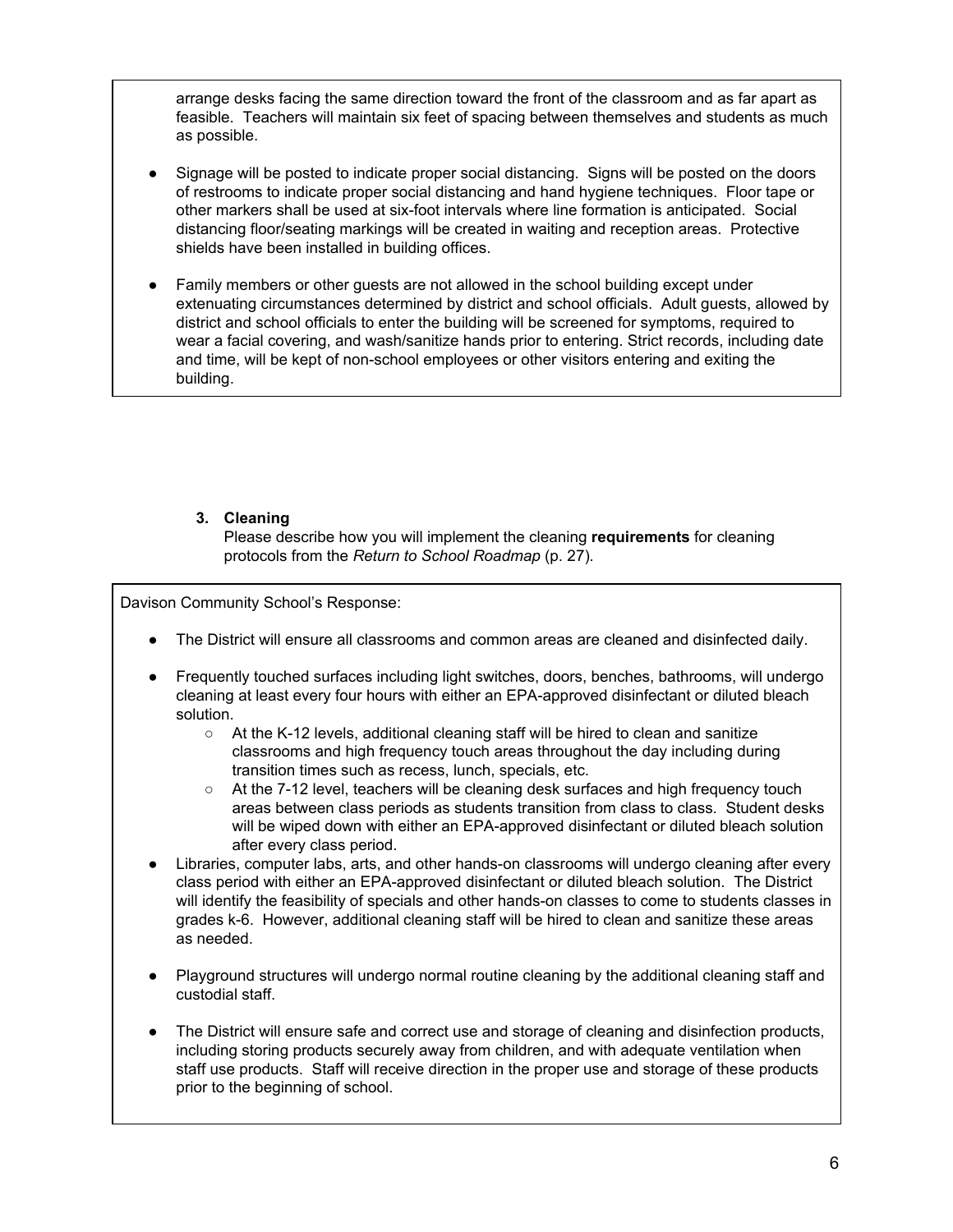arrange desks facing the same direction toward the front of the classroom and as far apart as feasible. Teachers will maintain six feet of spacing between themselves and students as much as possible.

- Signage will be posted to indicate proper social distancing. Signs will be posted on the doors of restrooms to indicate proper social distancing and hand hygiene techniques. Floor tape or other markers shall be used at six-foot intervals where line formation is anticipated. Social distancing floor/seating markings will be created in waiting and reception areas. Protective shields have been installed in building offices.

- Family members or other guests are not allowed in the school building except under extenuating circumstances determined by district and school officials. Adult guests, allowed by district and school officials to enter the building will be screened for symptoms, required to wear a facial covering, and wash/sanitize hands prior to entering. Strict records, including date and time, will be kept of non-school employees or other visitors entering and exiting the building.

3. **Cleaning**
   Please describe how you will implement the cleaning **requirements** for cleaning protocols from the *Return to School Roadmap* (p. 27).

Davison Community School's Response:

- The District will ensure all classrooms and common areas are cleaned and disinfected daily.

- Frequently touched surfaces including light switches, doors, benches, bathrooms, will undergo cleaning at least every four hours with either an EPA-approved disinfectant or diluted bleach solution.
  - At the K-12 levels, additional cleaning staff will be hired to clean and sanitize classrooms and high frequency touch areas throughout the day including during transition times such as recess, lunch, specials, etc.
  - At the 7-12 level, teachers will be cleaning desk surfaces and high frequency touch areas between class periods as students transition from class to class. Student desks will be wiped down with either an EPA-approved disinfectant or diluted bleach solution after every class period.
- Libraries, computer labs, arts, and other hands-on classrooms will undergo cleaning after every class period with either an EPA-approved disinfectant or diluted bleach solution. The District will identify the feasibility of specials and other hands-on classes to come to students classes in grades k-6. However, additional cleaning staff will be hired to clean and sanitize these areas as needed.

- Playground structures will undergo normal routine cleaning by the additional cleaning staff and custodial staff.

- The District will ensure safe and correct use and storage of cleaning and disinfection products, including storing products securely away from children, and with adequate ventilation when staff use products. Staff will receive direction in the proper use and storage of these products prior to the beginning of school.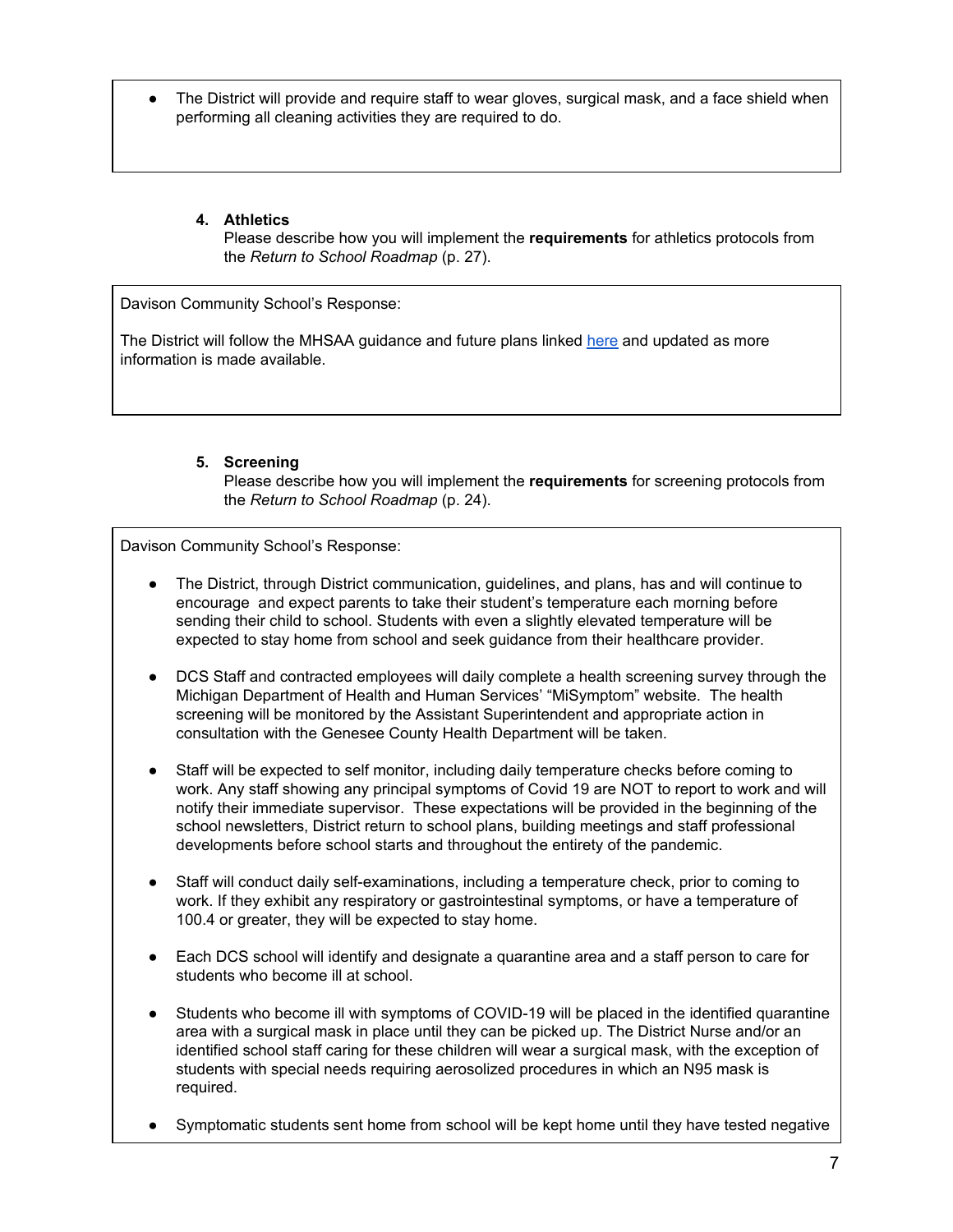- The District will provide and require staff to wear gloves, surgical mask, and a face shield when performing all cleaning activities they are required to do.

4. **Athletics**
   Please describe how you will implement the **requirements** for athletics protocols from the *Return to School Roadmap* (p. 27).

Davison Community School's Response:

The District will follow the MHSAA guidance and future plans linked here and updated as more information is made available.

5. **Screening**
   Please describe how you will implement the **requirements** for screening protocols from the *Return to School Roadmap* (p. 24).

Davison Community School's Response:

- The District, through District communication, guidelines, and plans, has and will continue to encourage and expect parents to take their student's temperature each morning before sending their child to school. Students with even a slightly elevated temperature will be expected to stay home from school and seek guidance from their healthcare provider.

- DCS Staff and contracted employees will daily complete a health screening survey through the Michigan Department of Health and Human Services' "MiSymptom" website. The health screening will be monitored by the Assistant Superintendent and appropriate action in consultation with the Genesee County Health Department will be taken.

- Staff will be expected to self monitor, including daily temperature checks before coming to work. Any staff showing any principal symptoms of Covid 19 are NOT to report to work and will notify their immediate supervisor. These expectations will be provided in the beginning of the school newsletters, District return to school plans, building meetings and staff professional developments before school starts and throughout the entirety of the pandemic.

- Staff will conduct daily self-examinations, including a temperature check, prior to coming to work. If they exhibit any respiratory or gastrointestinal symptoms, or have a temperature of 100.4 or greater, they will be expected to stay home.

- Each DCS school will identify and designate a quarantine area and a staff person to care for students who become ill at school.

- Students who become ill with symptoms of COVID-19 will be placed in the identified quarantine area with a surgical mask in place until they can be picked up. The District Nurse and/or an identified school staff caring for these children will wear a surgical mask, with the exception of students with special needs requiring aerosolized procedures in which an N95 mask is required.

- Symptomatic students sent home from school will be kept home until they have tested negative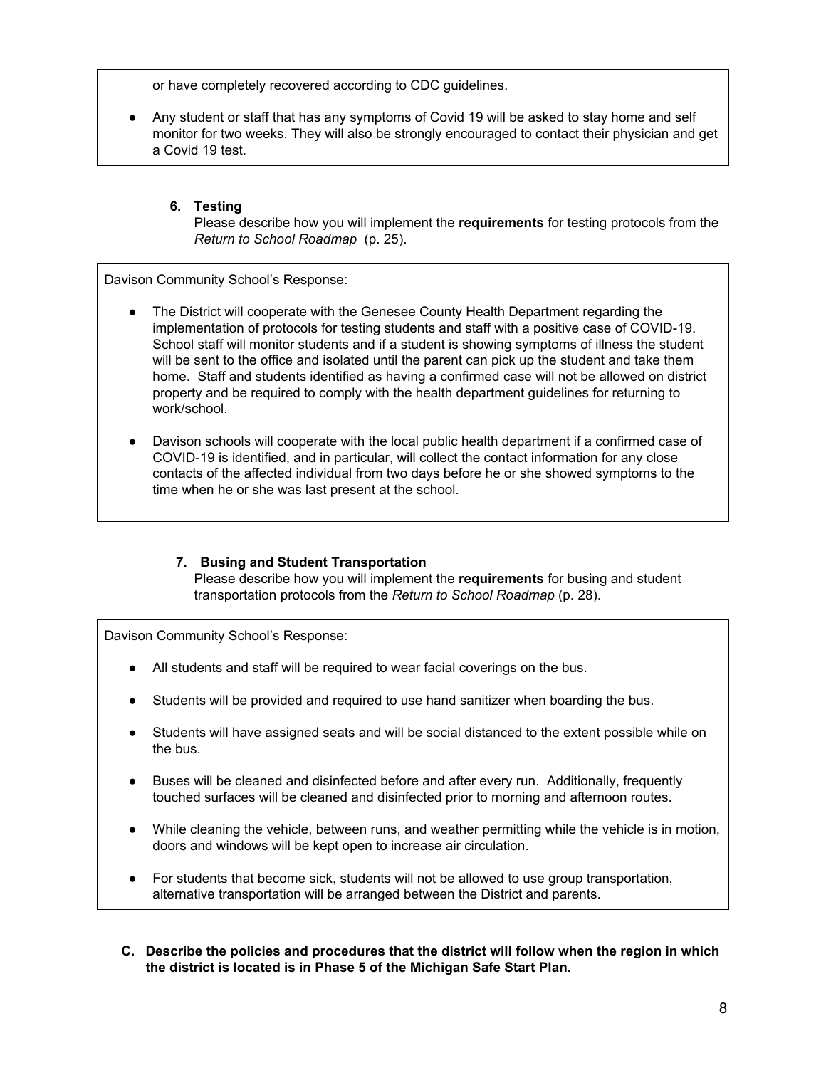or have completely recovered according to CDC guidelines.

- Any student or staff that has any symptoms of Covid 19 will be asked to stay home and self monitor for two weeks. They will also be strongly encouraged to contact their physician and get a Covid 19 test.

6. **Testing**

   Please describe how you will implement the **requirements** for testing protocols from the *Return to School Roadmap* (p. 25).

Davison Community School's Response:

- The District will cooperate with the Genesee County Health Department regarding the implementation of protocols for testing students and staff with a positive case of COVID-19. School staff will monitor students and if a student is showing symptoms of illness the student will be sent to the office and isolated until the parent can pick up the student and take them home. Staff and students identified as having a confirmed case will not be allowed on district property and be required to comply with the health department guidelines for returning to work/school.
- Davison schools will cooperate with the local public health department if a confirmed case of COVID-19 is identified, and in particular, will collect the contact information for any close contacts of the affected individual from two days before he or she showed symptoms to the time when he or she was last present at the school.

7. **Busing and Student Transportation**

   Please describe how you will implement the **requirements** for busing and student transportation protocols from the *Return to School Roadmap* (p. 28).

Davison Community School's Response:

- All students and staff will be required to wear facial coverings on the bus.
- Students will be provided and required to use hand sanitizer when boarding the bus.
- Students will have assigned seats and will be social distanced to the extent possible while on the bus.
- Buses will be cleaned and disinfected before and after every run. Additionally, frequently touched surfaces will be cleaned and disinfected prior to morning and afternoon routes.
- While cleaning the vehicle, between runs, and weather permitting while the vehicle is in motion, doors and windows will be kept open to increase air circulation.
- For students that become sick, students will not be allowed to use group transportation, alternative transportation will be arranged between the District and parents.

**C. Describe the policies and procedures that the district will follow when the region in which the district is located is in Phase 5 of the Michigan Safe Start Plan.**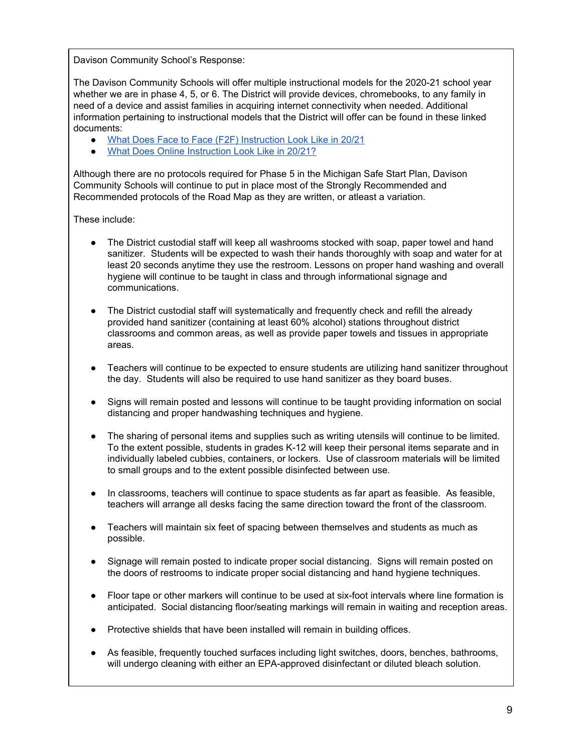Davison Community School's Response:

The Davison Community Schools will offer multiple instructional models for the 2020-21 school year whether we are in phase 4, 5, or 6. The District will provide devices, chromebooks, to any family in need of a device and assist families in acquiring internet connectivity when needed. Additional information pertaining to instructional models that the District will offer can be found in these linked documents:

- What Does Face to Face (F2F) Instruction Look Like in 20/21
- What Does Online Instruction Look Like in 20/21?

Although there are no protocols required for Phase 5 in the Michigan Safe Start Plan, Davison Community Schools will continue to put in place most of the Strongly Recommended and Recommended protocols of the Road Map as they are written, or atleast a variation.

These include:

- The District custodial staff will keep all washrooms stocked with soap, paper towel and hand sanitizer. Students will be expected to wash their hands thoroughly with soap and water for at least 20 seconds anytime they use the restroom. Lessons on proper hand washing and overall hygiene will continue to be taught in class and through informational signage and communications.

- The District custodial staff will systematically and frequently check and refill the already provided hand sanitizer (containing at least 60% alcohol) stations throughout district classrooms and common areas, as well as provide paper towels and tissues in appropriate areas.

- Teachers will continue to be expected to ensure students are utilizing hand sanitizer throughout the day. Students will also be required to use hand sanitizer as they board buses.

- Signs will remain posted and lessons will continue to be taught providing information on social distancing and proper handwashing techniques and hygiene.

- The sharing of personal items and supplies such as writing utensils will continue to be limited. To the extent possible, students in grades K-12 will keep their personal items separate and in individually labeled cubbies, containers, or lockers. Use of classroom materials will be limited to small groups and to the extent possible disinfected between use.

- In classrooms, teachers will continue to space students as far apart as feasible. As feasible, teachers will arrange all desks facing the same direction toward the front of the classroom.

- Teachers will maintain six feet of spacing between themselves and students as much as possible.

- Signage will remain posted to indicate proper social distancing. Signs will remain posted on the doors of restrooms to indicate proper social distancing and hand hygiene techniques.

- Floor tape or other markers will continue to be used at six-foot intervals where line formation is anticipated. Social distancing floor/seating markings will remain in waiting and reception areas.

- Protective shields that have been installed will remain in building offices.

- As feasible, frequently touched surfaces including light switches, doors, benches, bathrooms, will undergo cleaning with either an EPA-approved disinfectant or diluted bleach solution.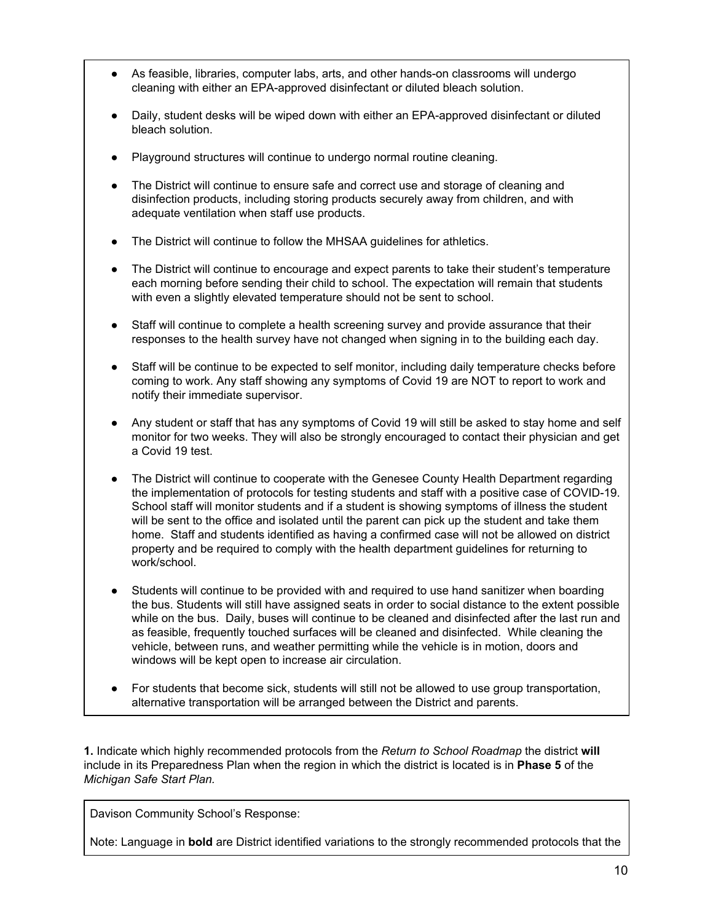- As feasible, libraries, computer labs, arts, and other hands-on classrooms will undergo cleaning with either an EPA-approved disinfectant or diluted bleach solution.
- Daily, student desks will be wiped down with either an EPA-approved disinfectant or diluted bleach solution.
- Playground structures will continue to undergo normal routine cleaning.
- The District will continue to ensure safe and correct use and storage of cleaning and disinfection products, including storing products securely away from children, and with adequate ventilation when staff use products.
- The District will continue to follow the MHSAA guidelines for athletics.
- The District will continue to encourage and expect parents to take their student's temperature each morning before sending their child to school. The expectation will remain that students with even a slightly elevated temperature should not be sent to school.
- Staff will continue to complete a health screening survey and provide assurance that their responses to the health survey have not changed when signing in to the building each day.
- Staff will be continue to be expected to self monitor, including daily temperature checks before coming to work. Any staff showing any symptoms of Covid 19 are NOT to report to work and notify their immediate supervisor.
- Any student or staff that has any symptoms of Covid 19 will still be asked to stay home and self monitor for two weeks. They will also be strongly encouraged to contact their physician and get a Covid 19 test.
- The District will continue to cooperate with the Genesee County Health Department regarding the implementation of protocols for testing students and staff with a positive case of COVID-19. School staff will monitor students and if a student is showing symptoms of illness the student will be sent to the office and isolated until the parent can pick up the student and take them home. Staff and students identified as having a confirmed case will not be allowed on district property and be required to comply with the health department guidelines for returning to work/school.
- Students will continue to be provided with and required to use hand sanitizer when boarding the bus. Students will still have assigned seats in order to social distance to the extent possible while on the bus. Daily, buses will continue to be cleaned and disinfected after the last run and as feasible, frequently touched surfaces will be cleaned and disinfected. While cleaning the vehicle, between runs, and weather permitting while the vehicle is in motion, doors and windows will be kept open to increase air circulation.
- For students that become sick, students will still not be allowed to use group transportation, alternative transportation will be arranged between the District and parents.

**1.** Indicate which highly recommended protocols from the *Return to School Roadmap* the district **will** include in its Preparedness Plan when the region in which the district is located is in **Phase 5** of the *Michigan Safe Start Plan.*

Davison Community School's Response:

Note: Language in **bold** are District identified variations to the strongly recommended protocols that the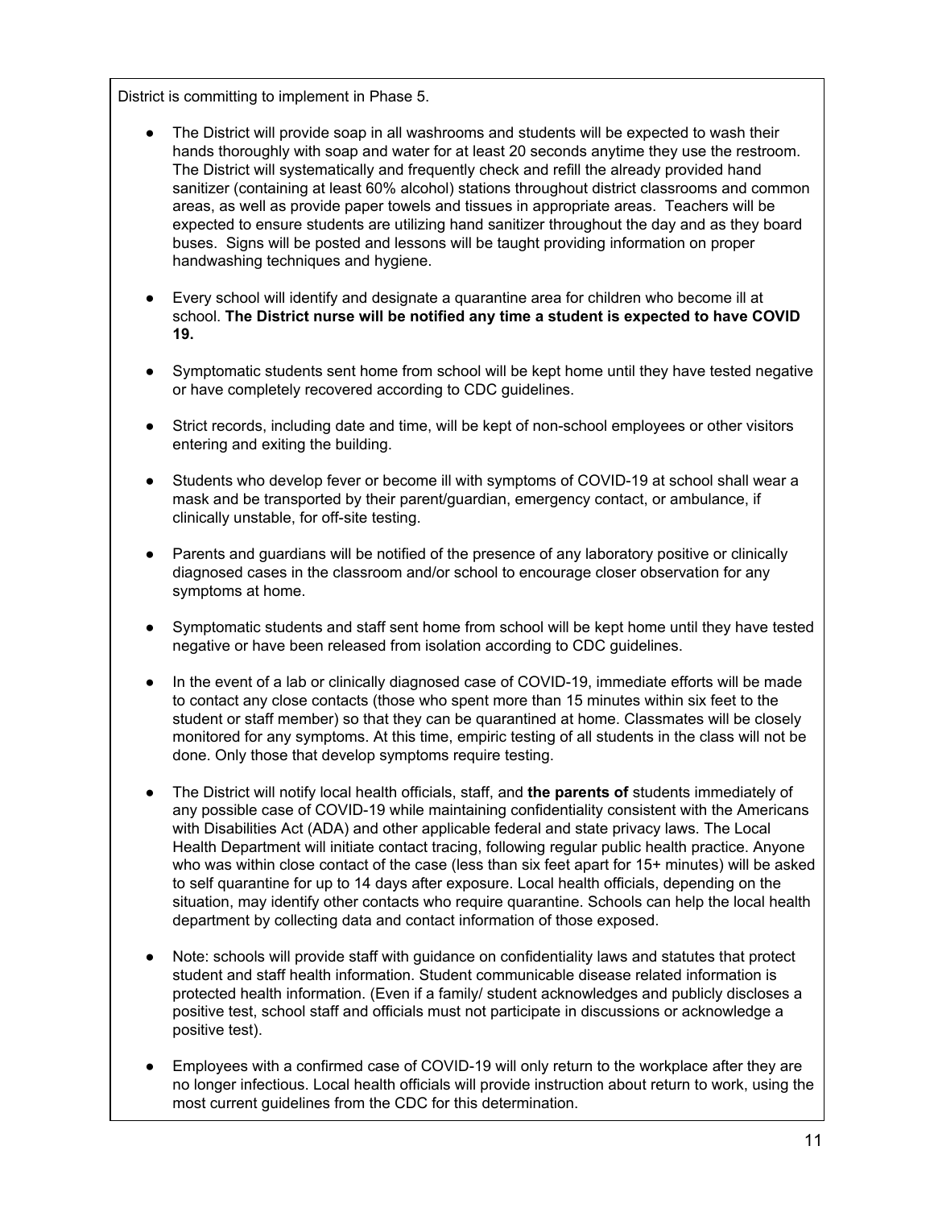District is committing to implement in Phase 5.

- The District will provide soap in all washrooms and students will be expected to wash their hands thoroughly with soap and water for at least 20 seconds anytime they use the restroom. The District will systematically and frequently check and refill the already provided hand sanitizer (containing at least 60% alcohol) stations throughout district classrooms and common areas, as well as provide paper towels and tissues in appropriate areas. Teachers will be expected to ensure students are utilizing hand sanitizer throughout the day and as they board buses. Signs will be posted and lessons will be taught providing information on proper handwashing techniques and hygiene.

- Every school will identify and designate a quarantine area for children who become ill at school. **The District nurse will be notified any time a student is expected to have COVID 19.**

- Symptomatic students sent home from school will be kept home until they have tested negative or have completely recovered according to CDC guidelines.

- Strict records, including date and time, will be kept of non-school employees or other visitors entering and exiting the building.

- Students who develop fever or become ill with symptoms of COVID-19 at school shall wear a mask and be transported by their parent/guardian, emergency contact, or ambulance, if clinically unstable, for off-site testing.

- Parents and guardians will be notified of the presence of any laboratory positive or clinically diagnosed cases in the classroom and/or school to encourage closer observation for any symptoms at home.

- Symptomatic students and staff sent home from school will be kept home until they have tested negative or have been released from isolation according to CDC guidelines.

- In the event of a lab or clinically diagnosed case of COVID-19, immediate efforts will be made to contact any close contacts (those who spent more than 15 minutes within six feet to the student or staff member) so that they can be quarantined at home. Classmates will be closely monitored for any symptoms. At this time, empiric testing of all students in the class will not be done. Only those that develop symptoms require testing.

- The District will notify local health officials, staff, and **the parents of** students immediately of any possible case of COVID-19 while maintaining confidentiality consistent with the Americans with Disabilities Act (ADA) and other applicable federal and state privacy laws. The Local Health Department will initiate contact tracing, following regular public health practice. Anyone who was within close contact of the case (less than six feet apart for 15+ minutes) will be asked to self quarantine for up to 14 days after exposure. Local health officials, depending on the situation, may identify other contacts who require quarantine. Schools can help the local health department by collecting data and contact information of those exposed.

- Note: schools will provide staff with guidance on confidentiality laws and statutes that protect student and staff health information. Student communicable disease related information is protected health information. (Even if a family/ student acknowledges and publicly discloses a positive test, school staff and officials must not participate in discussions or acknowledge a positive test).

- Employees with a confirmed case of COVID-19 will only return to the workplace after they are no longer infectious. Local health officials will provide instruction about return to work, using the most current guidelines from the CDC for this determination.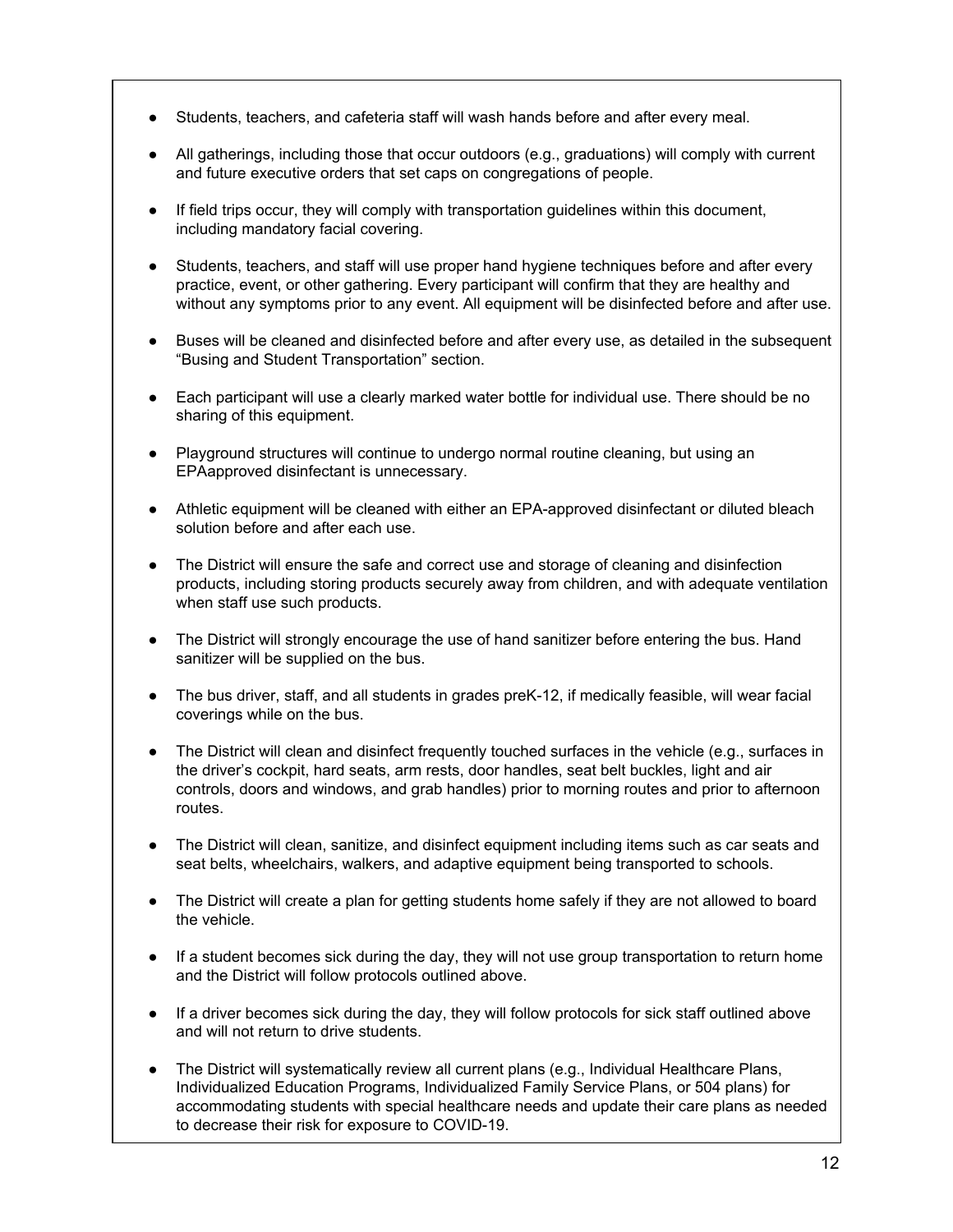- Students, teachers, and cafeteria staff will wash hands before and after every meal.
- All gatherings, including those that occur outdoors (e.g., graduations) will comply with current and future executive orders that set caps on congregations of people.
- If field trips occur, they will comply with transportation guidelines within this document, including mandatory facial covering.
- Students, teachers, and staff will use proper hand hygiene techniques before and after every practice, event, or other gathering. Every participant will confirm that they are healthy and without any symptoms prior to any event. All equipment will be disinfected before and after use.
- Buses will be cleaned and disinfected before and after every use, as detailed in the subsequent "Busing and Student Transportation" section.
- Each participant will use a clearly marked water bottle for individual use. There should be no sharing of this equipment.
- Playground structures will continue to undergo normal routine cleaning, but using an EPAapproved disinfectant is unnecessary.
- Athletic equipment will be cleaned with either an EPA-approved disinfectant or diluted bleach solution before and after each use.
- The District will ensure the safe and correct use and storage of cleaning and disinfection products, including storing products securely away from children, and with adequate ventilation when staff use such products.
- The District will strongly encourage the use of hand sanitizer before entering the bus. Hand sanitizer will be supplied on the bus.
- The bus driver, staff, and all students in grades preK-12, if medically feasible, will wear facial coverings while on the bus.
- The District will clean and disinfect frequently touched surfaces in the vehicle (e.g., surfaces in the driver's cockpit, hard seats, arm rests, door handles, seat belt buckles, light and air controls, doors and windows, and grab handles) prior to morning routes and prior to afternoon routes.
- The District will clean, sanitize, and disinfect equipment including items such as car seats and seat belts, wheelchairs, walkers, and adaptive equipment being transported to schools.
- The District will create a plan for getting students home safely if they are not allowed to board the vehicle.
- If a student becomes sick during the day, they will not use group transportation to return home and the District will follow protocols outlined above.
- If a driver becomes sick during the day, they will follow protocols for sick staff outlined above and will not return to drive students.
- The District will systematically review all current plans (e.g., Individual Healthcare Plans, Individualized Education Programs, Individualized Family Service Plans, or 504 plans) for accommodating students with special healthcare needs and update their care plans as needed to decrease their risk for exposure to COVID-19.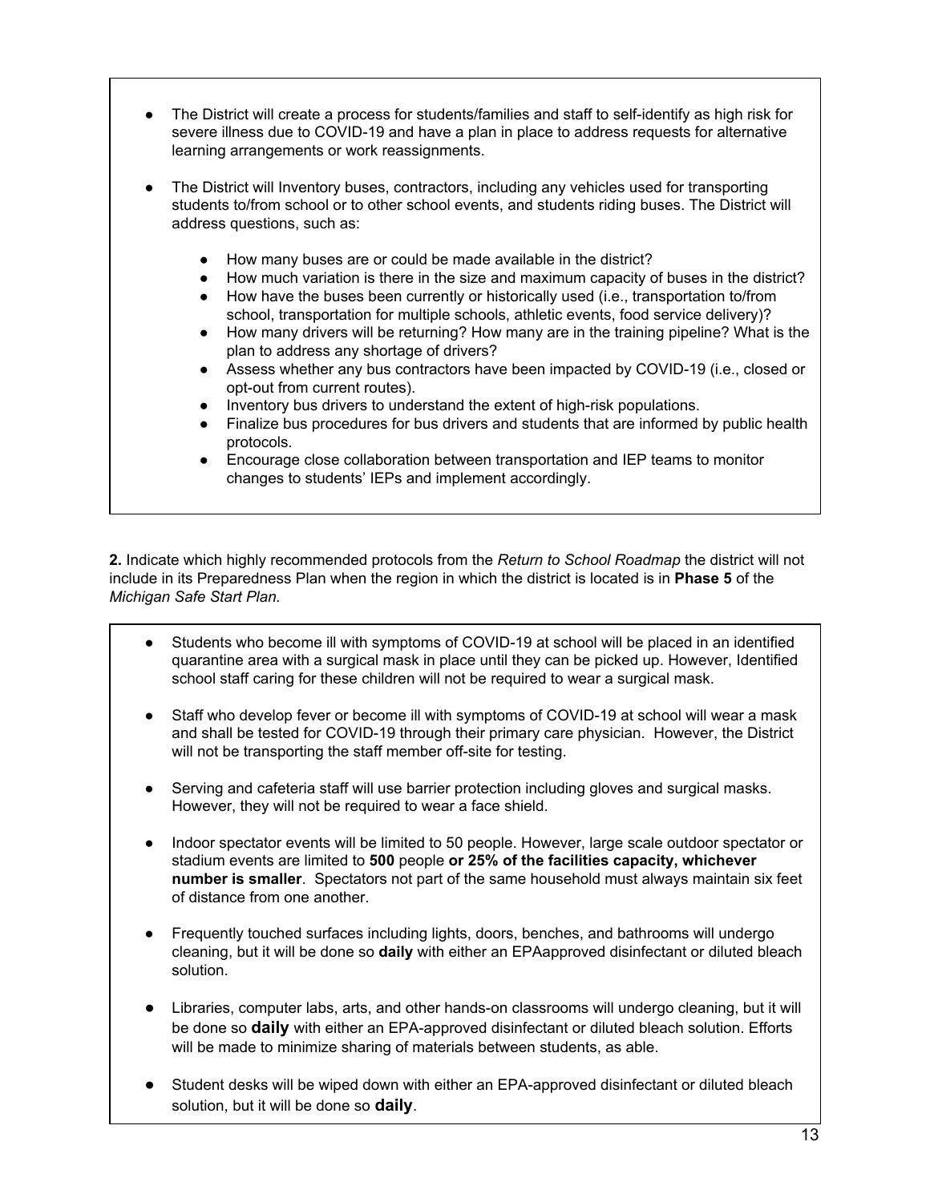- The District will create a process for students/families and staff to self-identify as high risk for severe illness due to COVID-19 and have a plan in place to address requests for alternative learning arrangements or work reassignments.

- The District will Inventory buses, contractors, including any vehicles used for transporting students to/from school or to other school events, and students riding buses. The District will address questions, such as:

    - How many buses are or could be made available in the district?
    - How much variation is there in the size and maximum capacity of buses in the district?
    - How have the buses been currently or historically used (i.e., transportation to/from school, transportation for multiple schools, athletic events, food service delivery)?
    - How many drivers will be returning? How many are in the training pipeline? What is the plan to address any shortage of drivers?
    - Assess whether any bus contractors have been impacted by COVID-19 (i.e., closed or opt-out from current routes).
    - Inventory bus drivers to understand the extent of high-risk populations.
    - Finalize bus procedures for bus drivers and students that are informed by public health protocols.
    - Encourage close collaboration between transportation and IEP teams to monitor changes to students' IEPs and implement accordingly.

**2.** Indicate which highly recommended protocols from the *Return to School Roadmap* the district will not include in its Preparedness Plan when the region in which the district is located is in **Phase 5** of the *Michigan Safe Start Plan.*

- Students who become ill with symptoms of COVID-19 at school will be placed in an identified quarantine area with a surgical mask in place until they can be picked up. However, Identified school staff caring for these children will not be required to wear a surgical mask.

- Staff who develop fever or become ill with symptoms of COVID-19 at school will wear a mask and shall be tested for COVID-19 through their primary care physician. However, the District will not be transporting the staff member off-site for testing.

- Serving and cafeteria staff will use barrier protection including gloves and surgical masks. However, they will not be required to wear a face shield.

- Indoor spectator events will be limited to 50 people. However, large scale outdoor spectator or stadium events are limited to **500** people **or 25% of the facilities capacity, whichever number is smaller**. Spectators not part of the same household must always maintain six feet of distance from one another.

- Frequently touched surfaces including lights, doors, benches, and bathrooms will undergo cleaning, but it will be done so **daily** with either an EPAapproved disinfectant or diluted bleach solution.

- Libraries, computer labs, arts, and other hands-on classrooms will undergo cleaning, but it will be done so **daily** with either an EPA-approved disinfectant or diluted bleach solution. Efforts will be made to minimize sharing of materials between students, as able.

- Student desks will be wiped down with either an EPA-approved disinfectant or diluted bleach solution, but it will be done so **daily**.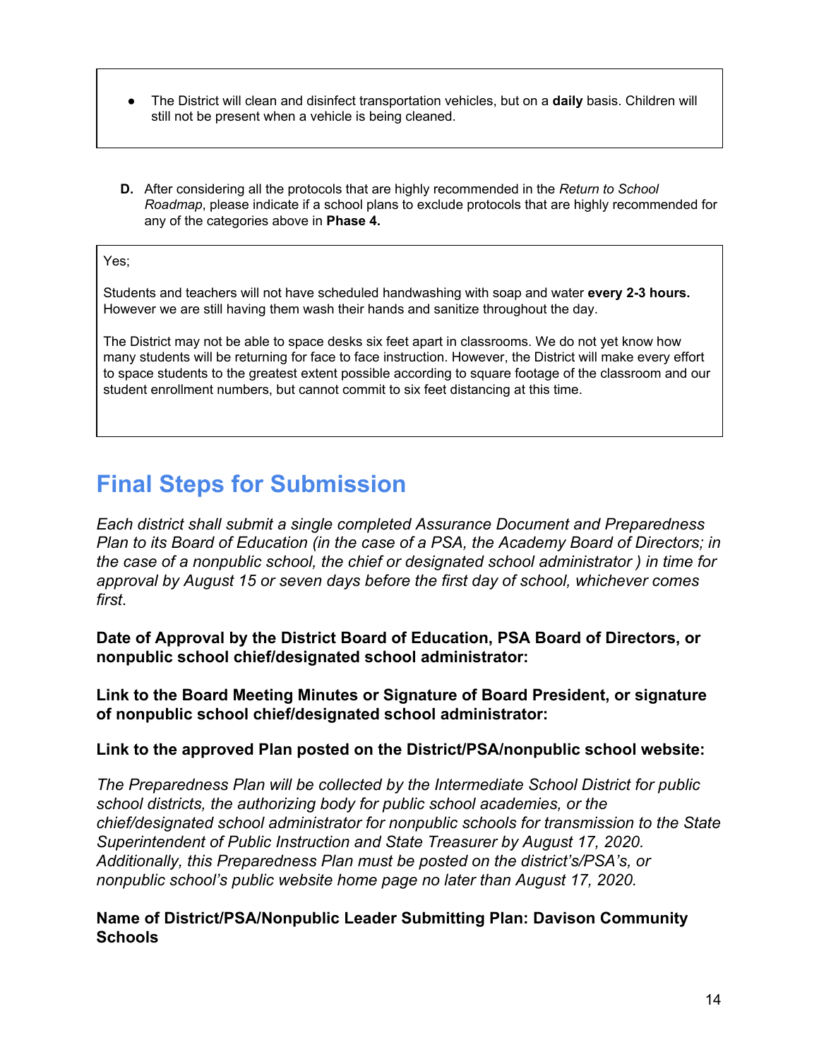- The District will clean and disinfect transportation vehicles, but on a **daily** basis. Children will still not be present when a vehicle is being cleaned.

**D.** After considering all the protocols that are highly recommended in the *Return to School Roadmap*, please indicate if a school plans to exclude protocols that are highly recommended for any of the categories above in **Phase 4.**

Yes;

Students and teachers will not have scheduled handwashing with soap and water **every 2-3 hours.** However we are still having them wash their hands and sanitize throughout the day.

The District may not be able to space desks six feet apart in classrooms. We do not yet know how many students will be returning for face to face instruction. However, the District will make every effort to space students to the greatest extent possible according to square footage of the classroom and our student enrollment numbers, but cannot commit to six feet distancing at this time.

# Final Steps for Submission

*Each district shall submit a single completed Assurance Document and Preparedness Plan to its Board of Education (in the case of a PSA, the Academy Board of Directors; in the case of a nonpublic school, the chief or designated school administrator ) in time for approval by August 15 or seven days before the first day of school, whichever comes first*.

**Date of Approval by the District Board of Education, PSA Board of Directors, or nonpublic school chief/designated school administrator:**

**Link to the Board Meeting Minutes or Signature of Board President, or signature of nonpublic school chief/designated school administrator:**

**Link to the approved Plan posted on the District/PSA/nonpublic school website:**

*The Preparedness Plan will be collected by the Intermediate School District for public school districts, the authorizing body for public school academies, or the chief/designated school administrator for nonpublic schools for transmission to the State Superintendent of Public Instruction and State Treasurer by August 17, 2020. Additionally, this Preparedness Plan must be posted on the district's/PSA's, or nonpublic school's public website home page no later than August 17, 2020.*

**Name of District/PSA/Nonpublic Leader Submitting Plan: Davison Community Schools**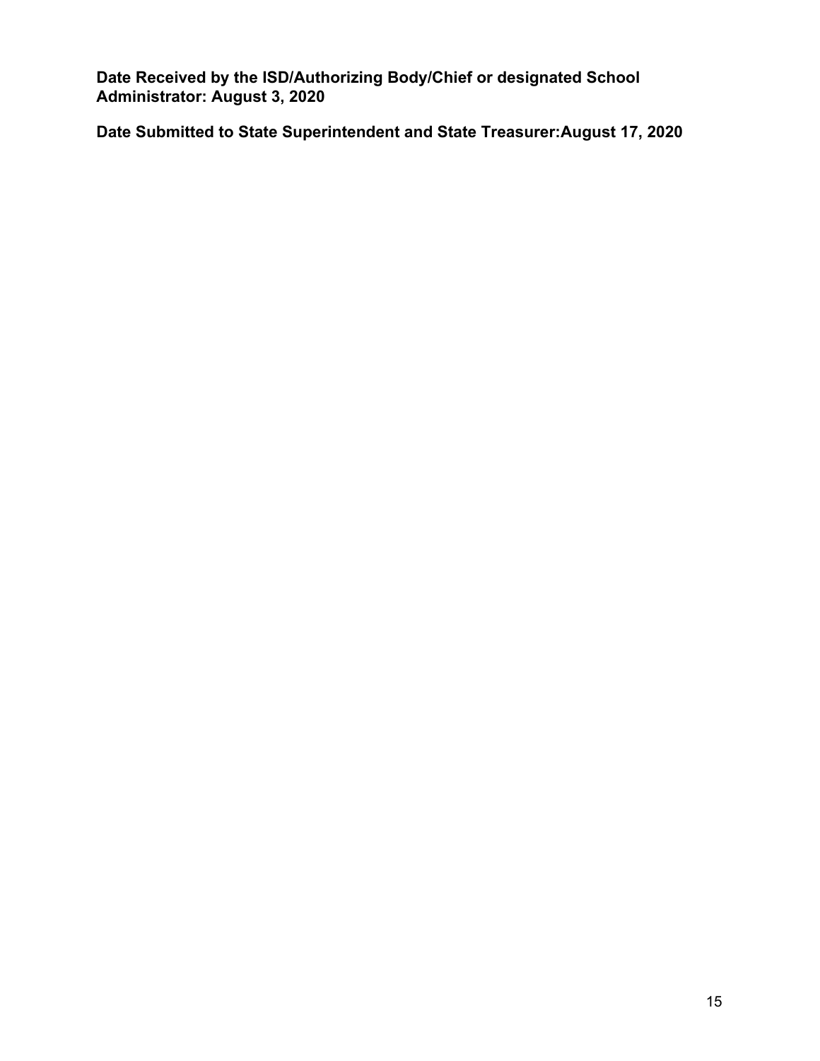**Date Received by the ISD/Authorizing Body/Chief or designated School Administrator: August 3, 2020**

**Date Submitted to State Superintendent and State Treasurer:August 17, 2020**